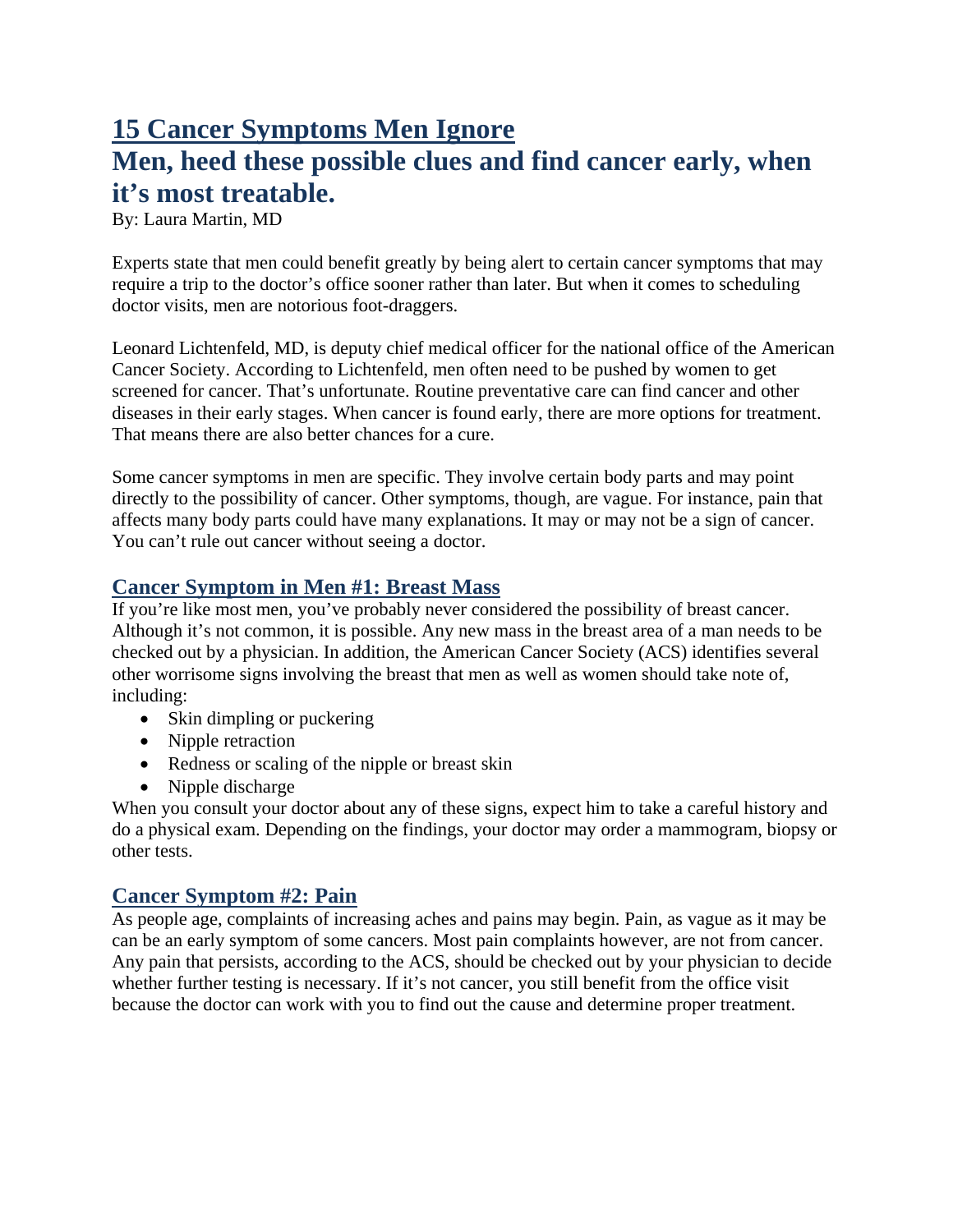# 15 Cancer Symptoms Men Ignore

# Men, heed these possible clues and find cancer early, when it's most treatable.

By: Laura Martin, MD

Experts state that men could benefit greatly by being alert to certain cancer symptoms that may require a trip to the doctor's office sooner rather than later. But when it comes to scheduling doctor visits, men are notorious foot-draggers.

Leonard Lichtenfeld, MD, is deputy chief medical officer for the national office of the American Cancer Society. According to Lichtenfeld, men often need to be pushed by women to get screened for cancer. That's unfortunate. Routine preventative care can find cancer and other diseases in their early stages. When cancer is found early, there are more options for treatment. That means there are also better chances for a cure.

Some cancer symptoms in men are specific. They involve certain body parts and may point directly to the possibility of cancer. Other symptoms, though, are vague. For instance, pain that affects many body parts could have many explanations. It may or may not be a sign of cancer. You can't rule out cancer without seeing a doctor.

## Cancer Symptom in Men #1: Breast Mass

If you're like most men, you've probably never considered the possibility of breast cancer. Although it's not common, it is possible. Any new mass in the breast area of a man needs to be checked out by a physician. In addition, the American Cancer Society (ACS) identifies several other worrisome signs involving the breast that men as well as women should take note of, including:

- Skin dimpling or puckering
- Nipple retraction
- Redness or scaling of the nipple or breast skin
- Nipple discharge

When you consult your doctor about any of these signs, expect him to take a careful history and do a physical exam. Depending on the findings, your doctor may order a mammogram, biopsy or other tests.

## Cancer Symptom #2: Pain

As people age, complaints of increasing aches and pains may begin. Pain, as vague as it may be can be an early symptom of some cancers. Most pain complaints however, are not from cancer. Any pain that persists, according to the ACS, should be checked out by your physician to decide whether further testing is necessary. If it's not cancer, you still benefit from the office visit because the doctor can work with you to find out the cause and determine proper treatment.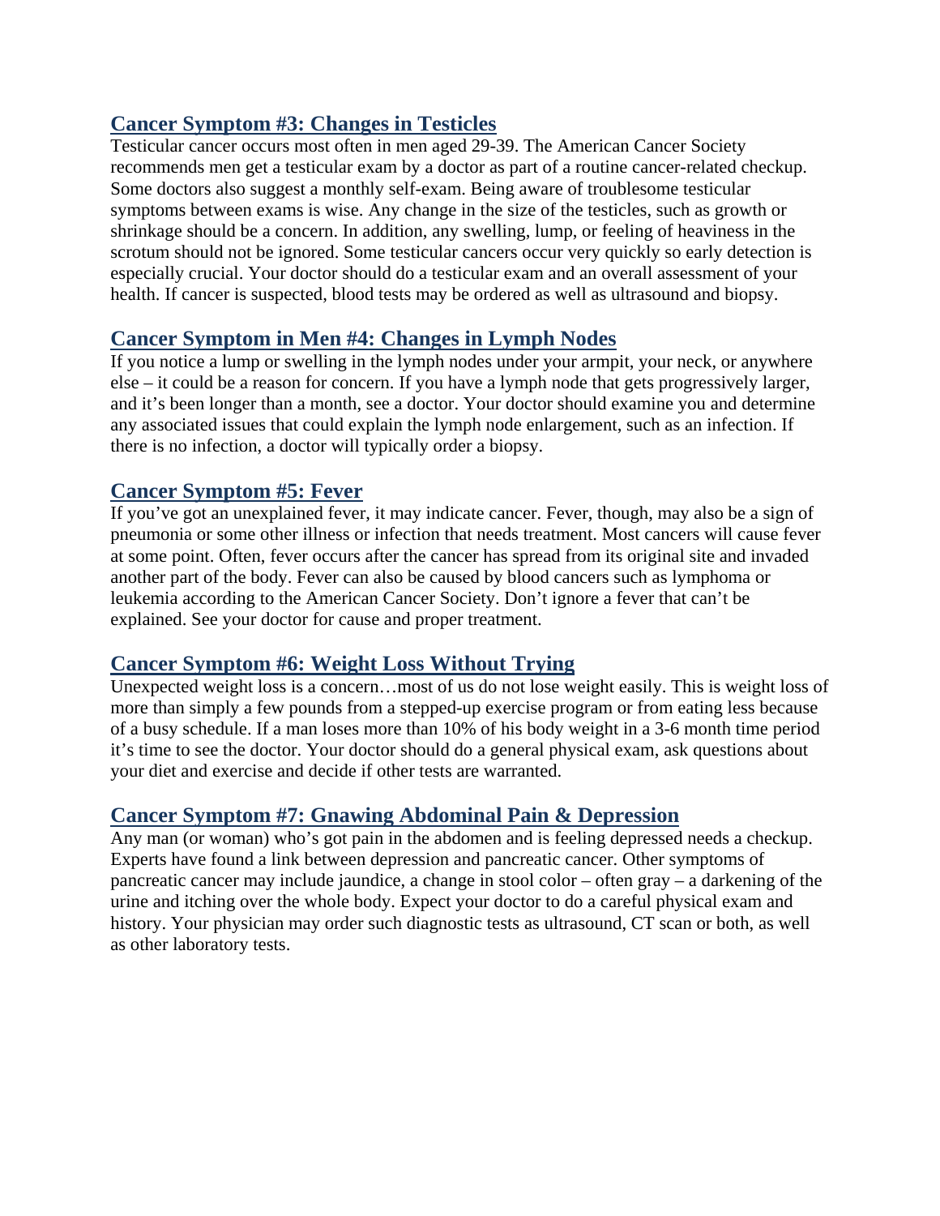## Cancer Symptom #3: Changes in Testicles

Testicular cancer occurs most often in men aged 29-39. The American Cancer Society recommends men get a testicular exam by a doctor as part of a routine cancer-related checkup. Some doctors also suggest a monthly self-exam. Being aware of troublesome testicular symptoms between exams is wise. Any change in the size of the testicles, such as growth or shrinkage should be a concern. In addition, any swelling, lump, or feeling of heaviness in the scrotum should not be ignored. Some testicular cancers occur very quickly so early detection is especially crucial. Your doctor should do a testicular exam and an overall assessment of your health. If cancer is suspected, blood tests may be ordered as well as ultrasound and biopsy.

## Cancer Symptom in Men #4: Changes in Lymph Nodes

If you notice a lump or swelling in the lymph nodes under your armpit, your neck, or anywhere else – it could be a reason for concern. If you have a lymph node that gets progressively larger, and it's been longer than a month, see a doctor. Your doctor should examine you and determine any associated issues that could explain the lymph node enlargement, such as an infection. If there is no infection, a doctor will typically order a biopsy.

## Cancer Symptom #5: Fever

If you've got an unexplained fever, it may indicate cancer. Fever, though, may also be a sign of pneumonia or some other illness or infection that needs treatment. Most cancers will cause fever at some point. Often, fever occurs after the cancer has spread from its original site and invaded another part of the body. Fever can also be caused by blood cancers such as lymphoma or leukemia according to the American Cancer Society. Don't ignore a fever that can't be explained. See your doctor for cause and proper treatment.

## Cancer Symptom #6: Weight Loss Without Trying

Unexpected weight loss is a concern…most of us do not lose weight easily. This is weight loss of more than simply a few pounds from a stepped-up exercise program or from eating less because of a busy schedule. If a man loses more than 10% of his body weight in a 3-6 month time period it's time to see the doctor. Your doctor should do a general physical exam, ask questions about your diet and exercise and decide if other tests are warranted.

## Cancer Symptom #7: Gnawing Abdominal Pain & Depression

Any man (or woman) who's got pain in the abdomen and is feeling depressed needs a checkup. Experts have found a link between depression and pancreatic cancer. Other symptoms of pancreatic cancer may include jaundice, a change in stool color – often gray – a darkening of the urine and itching over the whole body. Expect your doctor to do a careful physical exam and history. Your physician may order such diagnostic tests as ultrasound, CT scan or both, as well as other laboratory tests.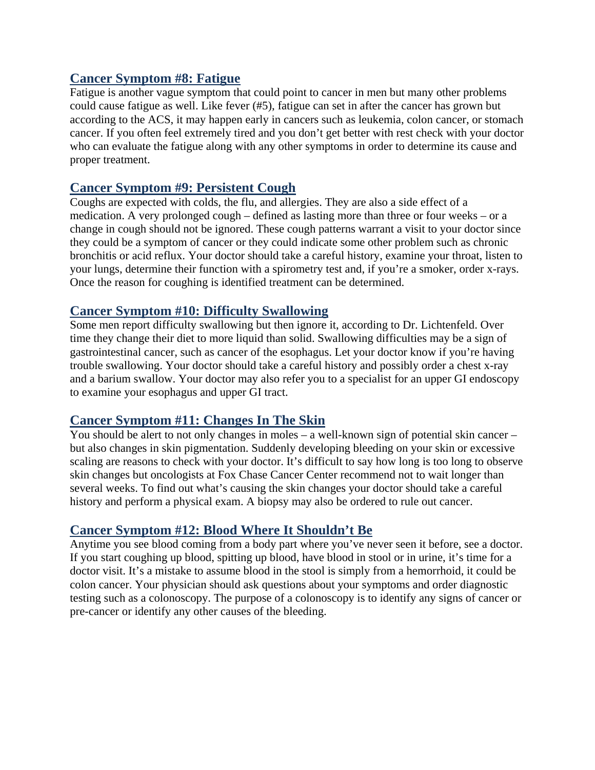## Cancer Symptom #8: Fatigue

Fatigue is another vague symptom that could point to cancer in men but many other problems could cause fatigue as well. Like fever (#5), fatigue can set in after the cancer has grown but according to the ACS, it may happen early in cancers such as leukemia, colon cancer, or stomach cancer. If you often feel extremely tired and you don't get better with rest check with your doctor who can evaluate the fatigue along with any other symptoms in order to determine its cause and proper treatment.

## Cancer Symptom #9: Persistent Cough

Coughs are expected with colds, the flu, and allergies. They are also a side effect of a medication. A very prolonged cough – defined as lasting more than three or four weeks – or a change in cough should not be ignored. These cough patterns warrant a visit to your doctor since they could be a symptom of cancer or they could indicate some other problem such as chronic bronchitis or acid reflux. Your doctor should take a careful history, examine your throat, listen to your lungs, determine their function with a spirometry test and, if you're a smoker, order x-rays. Once the reason for coughing is identified treatment can be determined.

## Cancer Symptom #10: Difficulty Swallowing

Some men report difficulty swallowing but then ignore it, according to Dr. Lichtenfeld. Over time they change their diet to more liquid than solid. Swallowing difficulties may be a sign of gastrointestinal cancer, such as cancer of the esophagus. Let your doctor know if you're having trouble swallowing. Your doctor should take a careful history and possibly order a chest x-ray and a barium swallow. Your doctor may also refer you to a specialist for an upper GI endoscopy to examine your esophagus and upper GI tract.

## Cancer Symptom #11: Changes In The Skin

You should be alert to not only changes in moles – a well-known sign of potential skin cancer – but also changes in skin pigmentation. Suddenly developing bleeding on your skin or excessive scaling are reasons to check with your doctor. It's difficult to say how long is too long to observe skin changes but oncologists at Fox Chase Cancer Center recommend not to wait longer than several weeks. To find out what's causing the skin changes your doctor should take a careful history and perform a physical exam. A biopsy may also be ordered to rule out cancer.

## Cancer Symptom #12: Blood Where It Shouldn't Be

Anytime you see blood coming from a body part where you've never seen it before, see a doctor. If you start coughing up blood, spitting up blood, have blood in stool or in urine, it's time for a doctor visit. It's a mistake to assume blood in the stool is simply from a hemorrhoid, it could be colon cancer. Your physician should ask questions about your symptoms and order diagnostic testing such as a colonoscopy. The purpose of a colonoscopy is to identify any signs of cancer or pre-cancer or identify any other causes of the bleeding.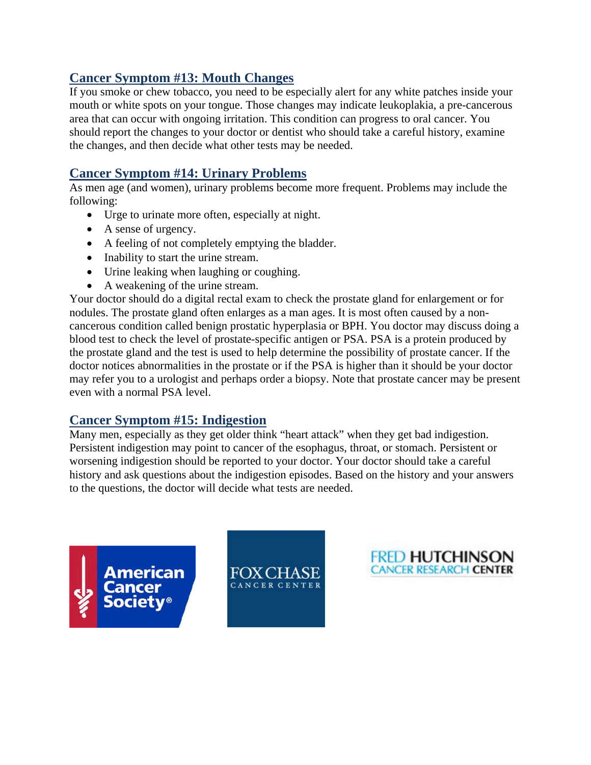## Cancer Symptom #13: Mouth Changes

If you smoke or chew tobacco, you need to be especially alert for any white patches inside your mouth or white spots on your tongue. Those changes may indicate leukoplakia, a pre-cancerous area that can occur with ongoing irritation. This condition can progress to oral cancer. You should report the changes to your doctor or dentist who should take a careful history, examine the changes, and then decide what other tests may be needed.

## Cancer Symptom #14: Urinary Problems

As men age (and women), urinary problems become more frequent. Problems may include the following:

- Urge to urinate more often, especially at night.
- A sense of urgency.
- A feeling of not completely emptying the bladder.
- Inability to start the urine stream.
- Urine leaking when laughing or coughing.
- A weakening of the urine stream.

Your doctor should do a digital rectal exam to check the prostate gland for enlargement or for nodules. The prostate gland often enlarges as a man ages. It is most often caused by a non-cancerous condition called benign prostatic hyperplasia or BPH. You doctor may discuss doing a blood test to check the level of prostate-specific antigen or PSA. PSA is a protein produced by the prostate gland and the test is used to help determine the possibility of prostate cancer. If the doctor notices abnormalities in the prostate or if the PSA is higher than it should be your doctor may refer you to a urologist and perhaps order a biopsy. Note that prostate cancer may be present even with a normal PSA level.

## Cancer Symptom #15: Indigestion

Many men, especially as they get older think "heart attack" when they get bad indigestion. Persistent indigestion may point to cancer of the esophagus, throat, or stomach. Persistent or worsening indigestion should be reported to your doctor. Your doctor should take a careful history and ask questions about the indigestion episodes. Based on the history and your answers to the questions, the doctor will decide what tests are needed.

American Cancer Society®

FOX CHASE CANCER CENTER

FRED HUTCHINSON CANCER RESEARCH CENTER